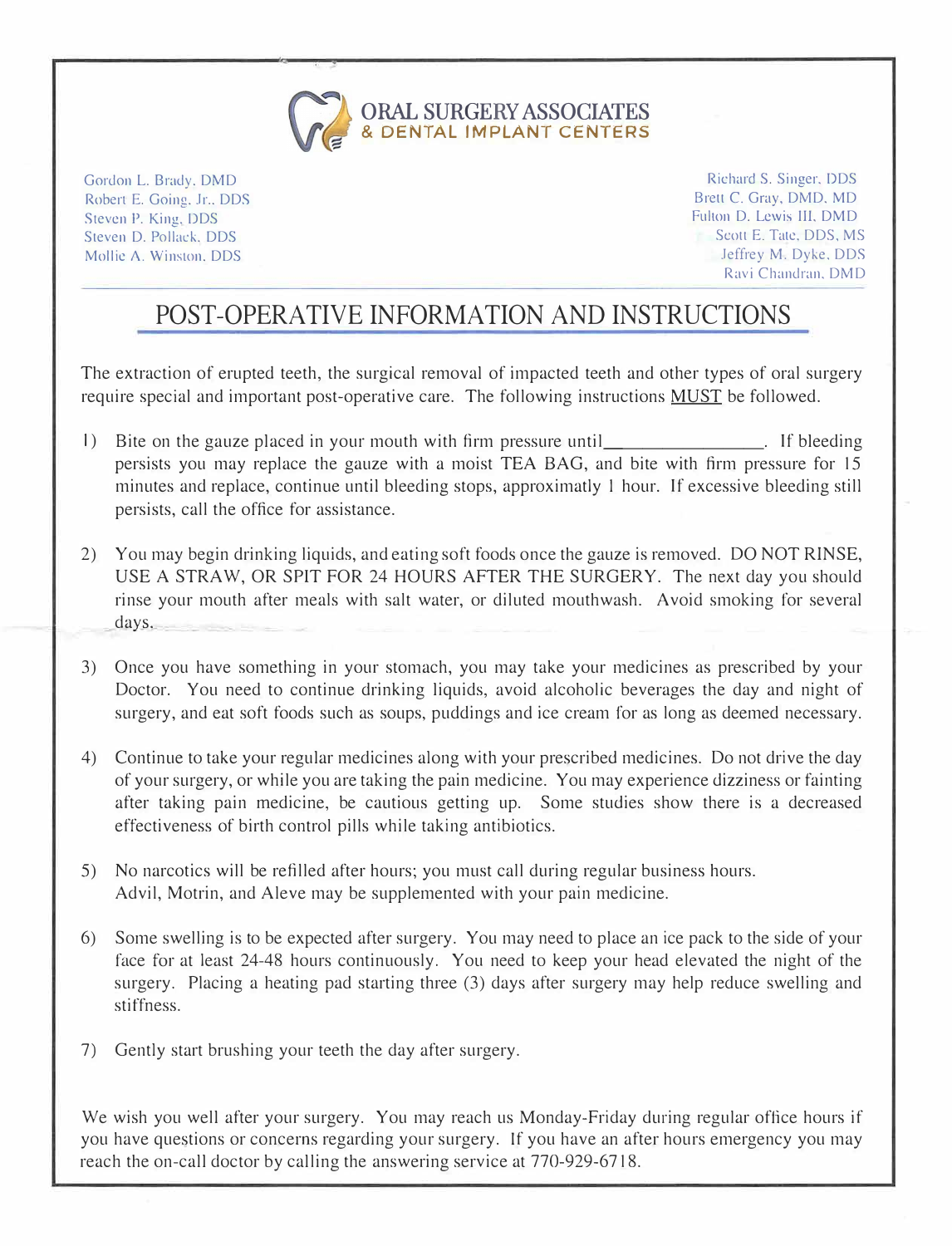# ORAL SURGERY ASSOCIATES
## & DENTAL IMPLANT CENTERS

Gordon L. Brady, DMD
Robert E. Going, Jr., DDS
Steven P. King, DDS
Steven D. Pollack, DDS
Mollie A. Winston, DDS

Richard S. Singer, DDS
Brett C. Gray, DMD, MD
Fulton D. Lewis III, DMD
Scott E. Tate, DDS, MS
Jeffrey M. Dyke, DDS
Ravi Chandran, DMD

# POST-OPERATIVE INFORMATION AND INSTRUCTIONS

The extraction of erupted teeth, the surgical removal of impacted teeth and other types of oral surgery require special and important post-operative care. The following instructions MUST be followed.

1) Bite on the gauze placed in your mouth with firm pressure until________________. If bleeding persists you may replace the gauze with a moist TEA BAG, and bite with firm pressure for 15 minutes and replace, continue until bleeding stops, approximatly 1 hour. If excessive bleeding still persists, call the office for assistance.

2) You may begin drinking liquids, and eating soft foods once the gauze is removed. DO NOT RINSE, USE A STRAW, OR SPIT FOR 24 HOURS AFTER THE SURGERY. The next day you should rinse your mouth after meals with salt water, or diluted mouthwash. Avoid smoking for several days.

3) Once you have something in your stomach, you may take your medicines as prescribed by your Doctor. You need to continue drinking liquids, avoid alcoholic beverages the day and night of surgery, and eat soft foods such as soups, puddings and ice cream for as long as deemed necessary.

4) Continue to take your regular medicines along with your prescribed medicines. Do not drive the day of your surgery, or while you are taking the pain medicine. You may experience dizziness or fainting after taking pain medicine, be cautious getting up. Some studies show there is a decreased effectiveness of birth control pills while taking antibiotics.

5) No narcotics will be refilled after hours; you must call during regular business hours. Advil, Motrin, and Aleve may be supplemented with your pain medicine.

6) Some swelling is to be expected after surgery. You may need to place an ice pack to the side of your face for at least 24-48 hours continuously. You need to keep your head elevated the night of the surgery. Placing a heating pad starting three (3) days after surgery may help reduce swelling and stiffness.

7) Gently start brushing your teeth the day after surgery.

We wish you well after your surgery. You may reach us Monday-Friday during regular office hours if you have questions or concerns regarding your surgery. If you have an after hours emergency you may reach the on-call doctor by calling the answering service at 770-929-6718.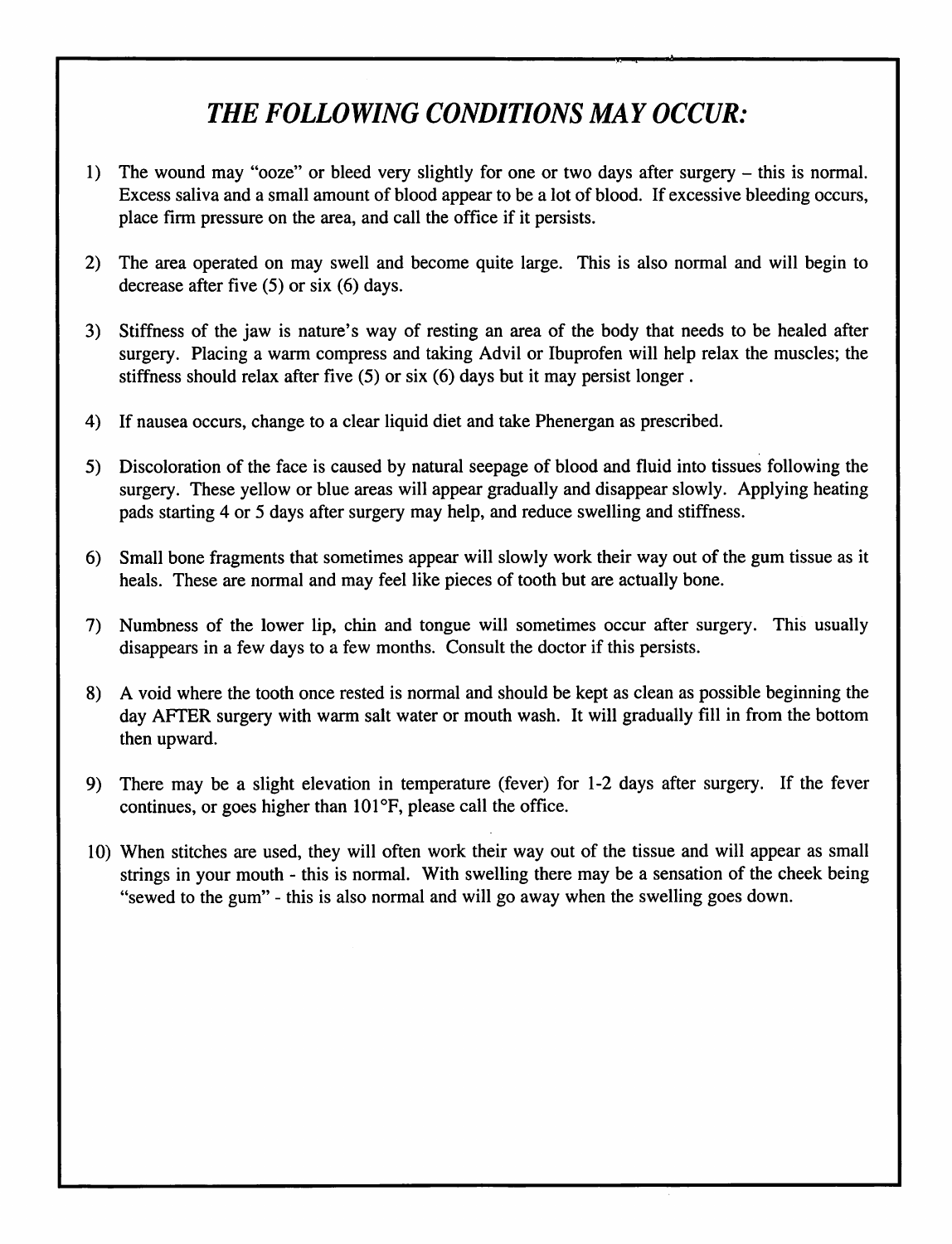## *THE FOLLOWING CONDITIONS MAY OCCUR:*

1) The wound may "ooze" or bleed very slightly for one or two days after surgery – this is normal. Excess saliva and a small amount of blood appear to be a lot of blood. If excessive bleeding occurs, place firm pressure on the area, and call the office if it persists.

2) The area operated on may swell and become quite large. This is also normal and will begin to decrease after five (5) or six (6) days.

3) Stiffness of the jaw is nature's way of resting an area of the body that needs to be healed after surgery. Placing a warm compress and taking Advil or Ibuprofen will help relax the muscles; the stiffness should relax after five (5) or six (6) days but it may persist longer .

4) If nausea occurs, change to a clear liquid diet and take Phenergan as prescribed.

5) Discoloration of the face is caused by natural seepage of blood and fluid into tissues following the surgery. These yellow or blue areas will appear gradually and disappear slowly. Applying heating pads starting 4 or 5 days after surgery may help, and reduce swelling and stiffness.

6) Small bone fragments that sometimes appear will slowly work their way out of the gum tissue as it heals. These are normal and may feel like pieces of tooth but are actually bone.

7) Numbness of the lower lip, chin and tongue will sometimes occur after surgery. This usually disappears in a few days to a few months. Consult the doctor if this persists.

8) A void where the tooth once rested is normal and should be kept as clean as possible beginning the day AFTER surgery with warm salt water or mouth wash. It will gradually fill in from the bottom then upward.

9) There may be a slight elevation in temperature (fever) for 1-2 days after surgery. If the fever continues, or goes higher than 101°F, please call the office.

10) When stitches are used, they will often work their way out of the tissue and will appear as small strings in your mouth - this is normal. With swelling there may be a sensation of the cheek being "sewed to the gum" - this is also normal and will go away when the swelling goes down.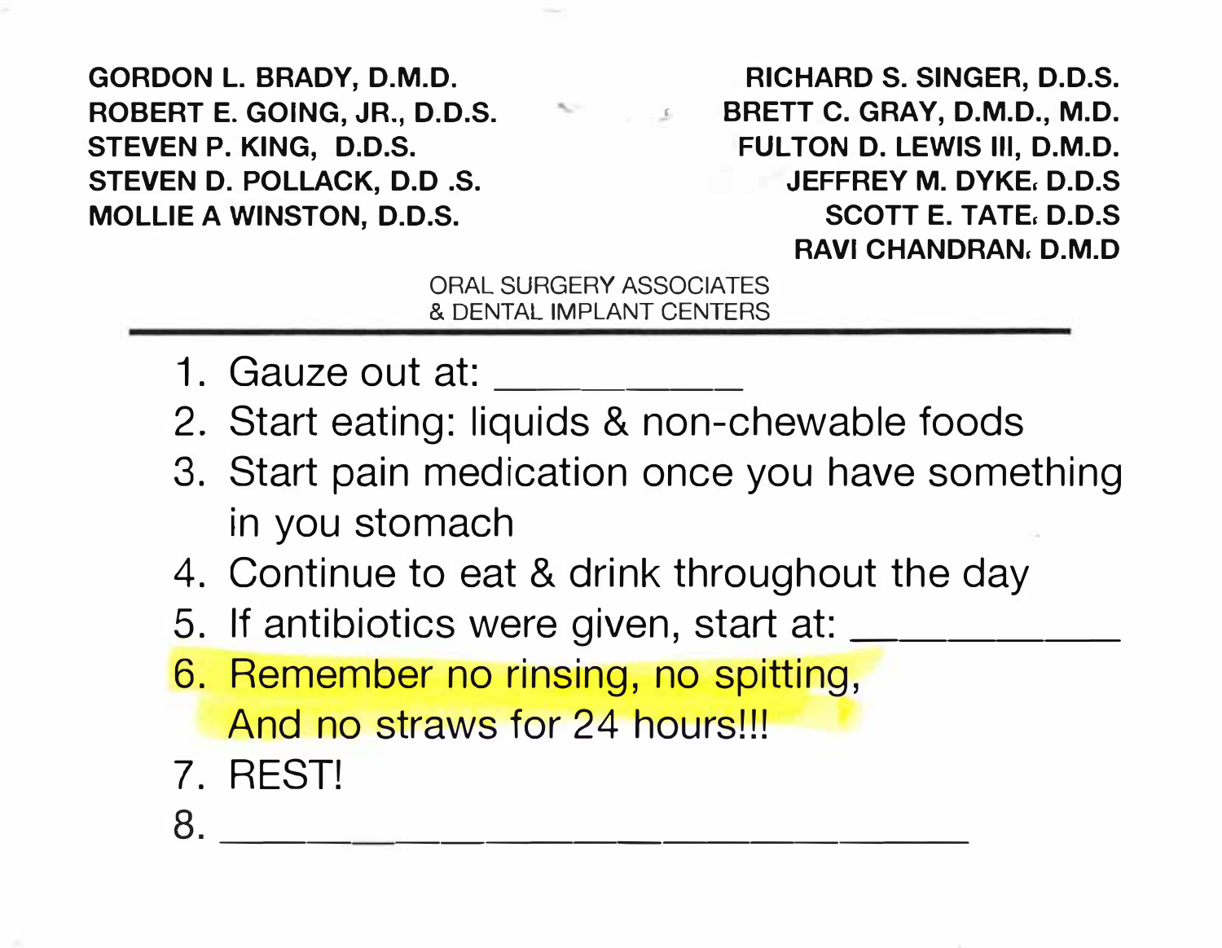**GORDON L. BRADY, D.M.D.**
**ROBERT E. GOING, JR., D.D.S.**
**STEVEN P. KING, D.D.S.**
**STEVEN D. POLLACK, D.D .S.**
**MOLLIE A WINSTON, D.D.S.**

**RICHARD S. SINGER, D.D.S.**
**BRETT C. GRAY, D.M.D., M.D.**
**FULTON D. LEWIS III, D.M.D.**
**JEFFREY M. DYKE, D.D.S**
**SCOTT E. TATE, D.D.S**
**RAVI CHANDRAN, D.M.D**

ORAL SURGERY ASSOCIATES
& DENTAL IMPLANT CENTERS

---

1. Gauze out at: ___________
2. Start eating: liquids & non-chewable foods
3. Start pain medication once you have something in you stomach
4. Continue to eat & drink throughout the day
5. If antibiotics were given, start at: ___________
6. Remember no rinsing, no spitting, And no straws for 24 hours!!!
7. REST!
8. ___________________________________